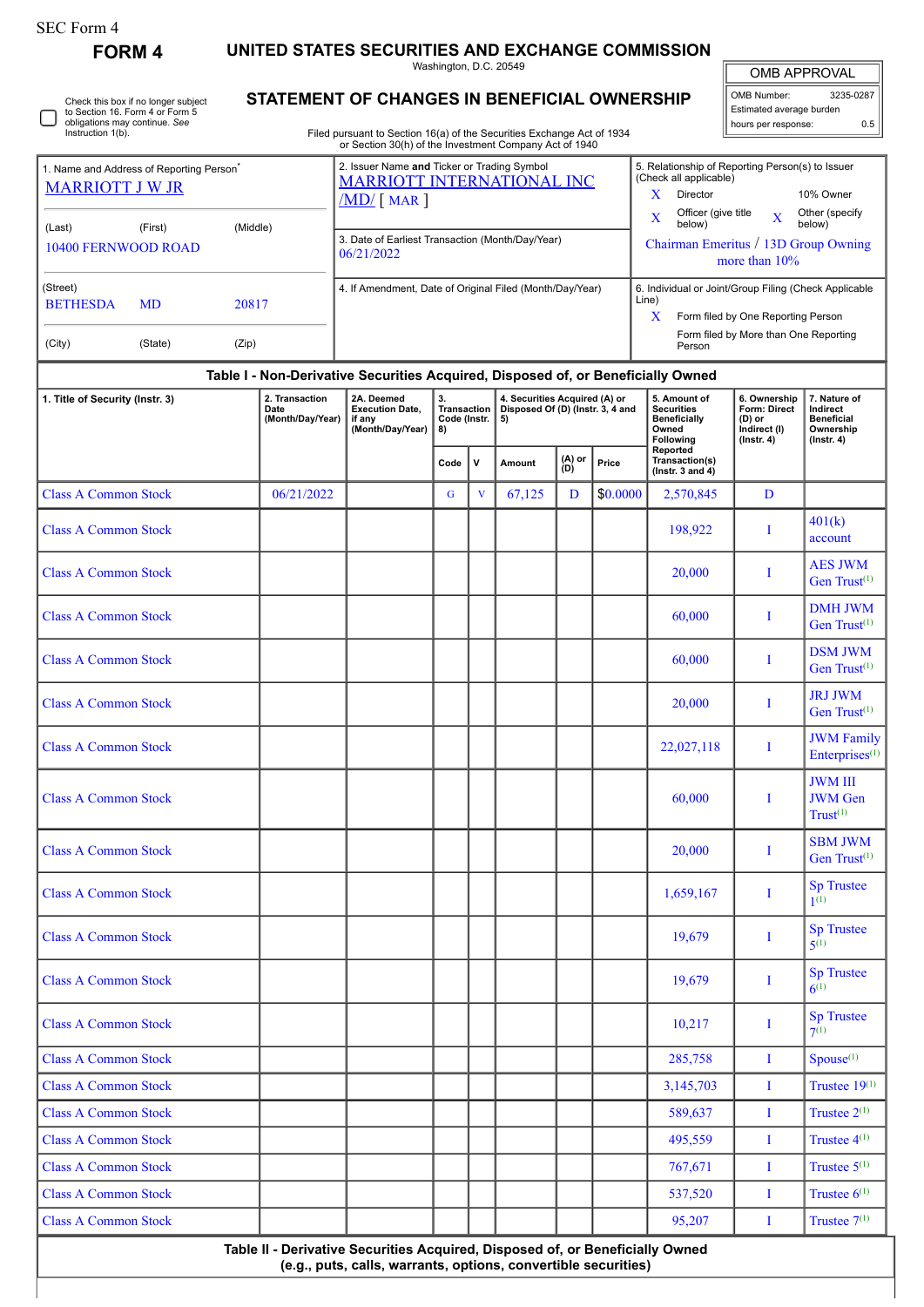SEC Form 4

**FORM 4**

# UNITED STATES SECURITIES AND EXCHANGE COMMISSION

Washington, D.C. 20549

## STATEMENT OF CHANGES IN BENEFICIAL OWNERSHIP

Filed pursuant to Section 16(a) of the Securities Exchange Act of 1934 or Section 30(h) of the Investment Company Act of 1940

| OMB APPROVAL | |
|---|---|
| OMB Number: | 3235-0287 |
| Estimated average burden | |
| hours per response: | 0.5 |

☐ Check this box if no longer subject to Section 16. Form 4 or Form 5 obligations may continue. *See* Instruction 1(b).

1. Name and Address of Reporting Person*
MARRIOTT J W JR

(Last) (First) (Middle)
10400 FERNWOOD ROAD

(Street)
BETHESDA MD 20817

(City) (State) (Zip)

2. Issuer Name **and** Ticker or Trading Symbol
MARRIOTT INTERNATIONAL INC /MD/ [ MAR ]

3. Date of Earliest Transaction (Month/Day/Year)
06/21/2022

4. If Amendment, Date of Original Filed (Month/Day/Year)

5. Relationship of Reporting Person(s) to Issuer (Check all applicable)
X Director
10% Owner
X Officer (give title below)
X Other (specify below)
Chairman Emeritus / 13D Group Owning more than 10%

6. Individual or Joint/Group Filing (Check Applicable Line)
X Form filed by One Reporting Person
Form filed by More than One Reporting Person

### Table I - Non-Derivative Securities Acquired, Disposed of, or Beneficially Owned

| 1. Title of Security (Instr. 3) | 2. Transaction Date (Month/Day/Year) | 2A. Deemed Execution Date, if any (Month/Day/Year) | 3. Transaction Code (Instr. 8) | | 4. Securities Acquired (A) or Disposed Of (D) (Instr. 3, 4 and 5) | | | 5. Amount of Securities Beneficially Owned Following Reported Transaction(s) (Instr. 3 and 4) | 6. Ownership Form: Direct (D) or Indirect (I) (Instr. 4) | 7. Nature of Indirect Beneficial Ownership (Instr. 4) |
|---|---|---|---|---|---|---|---|---|---|---|
| | | | Code | V | Amount | (A) or (D) | Price | | | |
| Class A Common Stock | 06/21/2022 | | G | V | 67,125 | D | $0.0000 | 2,570,845 | D | |
| Class A Common Stock | | | | | | | | 198,922 | I | 401(k) account |
| Class A Common Stock | | | | | | | | 20,000 | I | AES JWM Gen Trust[1] |
| Class A Common Stock | | | | | | | | 60,000 | I | DMH JWM Gen Trust[1] |
| Class A Common Stock | | | | | | | | 60,000 | I | DSM JWM Gen Trust[1] |
| Class A Common Stock | | | | | | | | 20,000 | I | JRJ JWM Gen Trust[1] |
| Class A Common Stock | | | | | | | | 22,027,118 | I | JWM Family Enterprises[1] |
| Class A Common Stock | | | | | | | | 60,000 | I | JWM III JWM Gen Trust[1] |
| Class A Common Stock | | | | | | | | 20,000 | I | SBM JWM Gen Trust[1] |
| Class A Common Stock | | | | | | | | 1,659,167 | I | Sp Trustee 1[1] |
| Class A Common Stock | | | | | | | | 19,679 | I | Sp Trustee 5[1] |
| Class A Common Stock | | | | | | | | 19,679 | I | Sp Trustee 6[1] |
| Class A Common Stock | | | | | | | | 10,217 | I | Sp Trustee 7[1] |
| Class A Common Stock | | | | | | | | 285,758 | I | Spouse[1] |
| Class A Common Stock | | | | | | | | 3,145,703 | I | Trustee 19[1] |
| Class A Common Stock | | | | | | | | 589,637 | I | Trustee 2[1] |
| Class A Common Stock | | | | | | | | 495,559 | I | Trustee 4[1] |
| Class A Common Stock | | | | | | | | 767,671 | I | Trustee 5[1] |
| Class A Common Stock | | | | | | | | 537,520 | I | Trustee 6[1] |
| Class A Common Stock | | | | | | | | 95,207 | I | Trustee 7[1] |

### Table II - Derivative Securities Acquired, Disposed of, or Beneficially Owned
(e.g., puts, calls, warrants, options, convertible securities)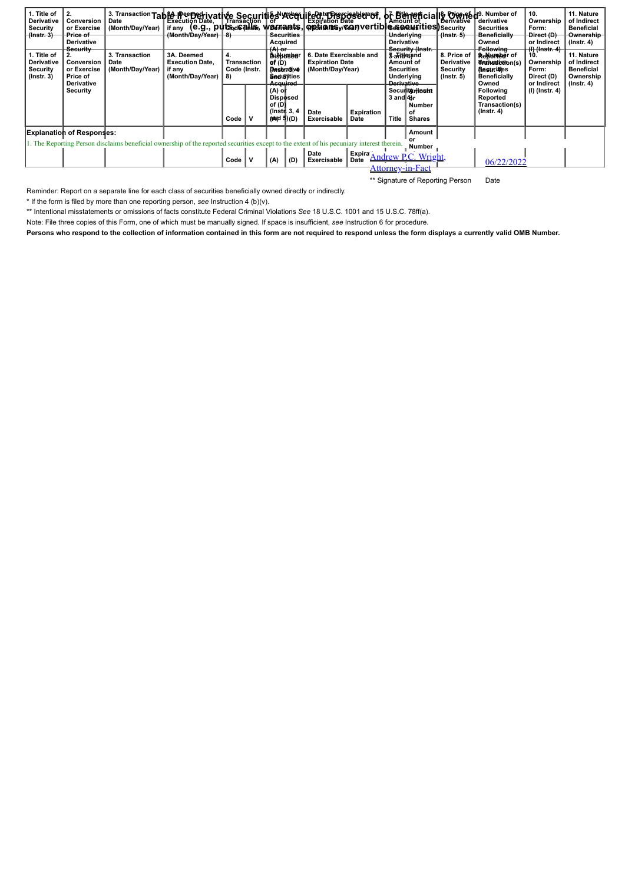## Table II - Derivative Securities Acquired, Disposed of, or Beneficially Owned (e.g., puts, calls, warrants, options, convertible securities)

| 1. Title of Derivative Security (Instr. 3) | 2. Conversion or Exercise Price of Derivative Security | 3. Transaction Date (Month/Day/Year) | 3A. Deemed Execution Date, if any (Month/Day/Year) | 4. Transaction Code (Instr. 8) | | 5. Number of Derivative Securities Acquired (A) or Disposed of (D) (Instr. 3, 4 and 5) | | 6. Date Exercisable and Expiration Date (Month/Day/Year) | | 7. Title and Amount of Securities Underlying Derivative Security (Instr. 3 and 4) | | 8. Price of Derivative Security (Instr. 5) | 9. Number of derivative Securities Beneficially Owned Following Reported Transaction(s) (Instr. 4) | 10. Ownership Form: Direct (D) or Indirect (I) (Instr. 4) | 11. Nature of Indirect Beneficial Ownership (Instr. 4) |
|---|---|---|---|---|---|---|---|---|---|---|---|---|---|---|---|
| | | | | Code | V | (A) | (D) | Date Exercisable | Expiration Date | Title | Amount or Number of Shares | | | | |

**Explanation of Responses:**

1. The Reporting Person disclaims beneficial ownership of the reported securities except to the extent of his pecuniary interest therein.

Andrew P.C. Wright, Attorney-in-Fact — 06/22/2022

** Signature of Reporting Person — Date

Reminder: Report on a separate line for each class of securities beneficially owned directly or indirectly.

* If the form is filed by more than one reporting person, *see* Instruction 4 (b)(v).

** Intentional misstatements or omissions of facts constitute Federal Criminal Violations *See* 18 U.S.C. 1001 and 15 U.S.C. 78ff(a).

Note: File three copies of this Form, one of which must be manually signed. If space is insufficient, *see* Instruction 6 for procedure.

**Persons who respond to the collection of information contained in this form are not required to respond unless the form displays a currently valid OMB Number.**